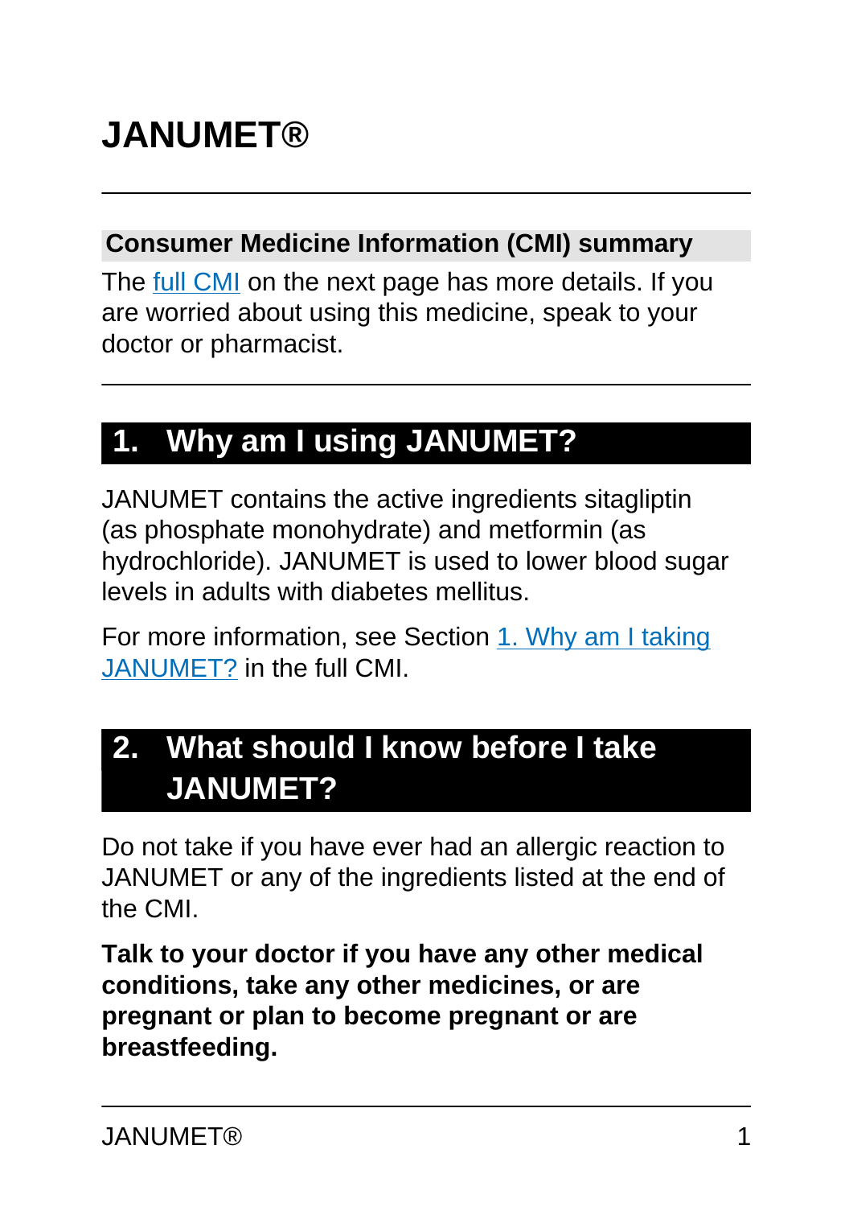# JANUMET®

## Consumer Medicine Information (CMI) summary

The full CMI on the next page has more details. If you are worried about using this medicine, speak to your doctor or pharmacist.

## 1. Why am I using JANUMET?

JANUMET contains the active ingredients sitagliptin (as phosphate monohydrate) and metformin (as hydrochloride). JANUMET is used to lower blood sugar levels in adults with diabetes mellitus.

For more information, see Section 1. Why am I taking JANUMET? in the full CMI.

## 2. What should I know before I take JANUMET?

Do not take if you have ever had an allergic reaction to JANUMET or any of the ingredients listed at the end of the CMI.

**Talk to your doctor if you have any other medical conditions, take any other medicines, or are pregnant or plan to become pregnant or are breastfeeding.**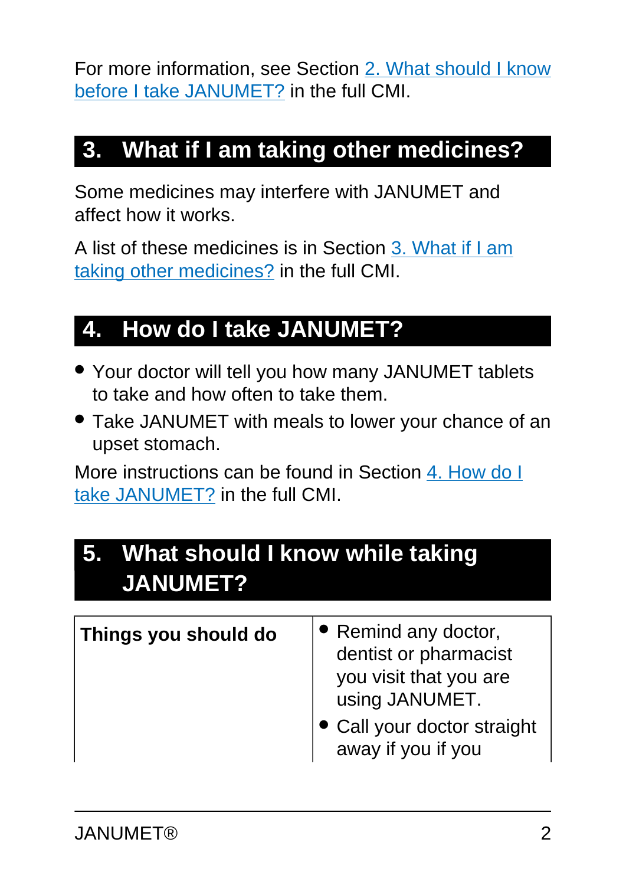For more information, see Section [2. What should I know before I take JANUMET?] in the full CMI.

## 3. What if I am taking other medicines?

Some medicines may interfere with JANUMET and affect how it works.

A list of these medicines is in Section [3. What if I am taking other medicines?] in the full CMI.

## 4. How do I take JANUMET?

- Your doctor will tell you how many JANUMET tablets to take and how often to take them.
- Take JANUMET with meals to lower your chance of an upset stomach.

More instructions can be found in Section [4. How do I take JANUMET?] in the full CMI.

## 5. What should I know while taking JANUMET?

| Things you should do | • Remind any doctor, dentist or pharmacist you visit that you are using JANUMET.<br>• Call your doctor straight away if you if you |
| --- | --- |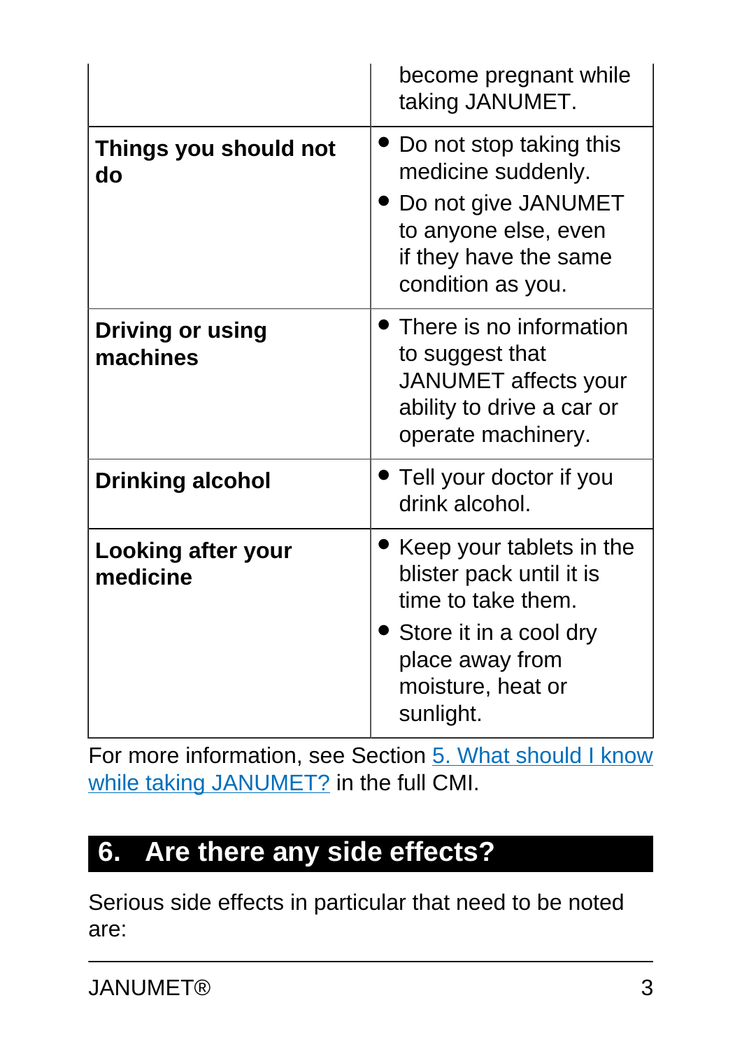| | |
|---|---|
| | become pregnant while taking JANUMET. |
| **Things you should not do** | • Do not stop taking this medicine suddenly.<br>• Do not give JANUMET to anyone else, even if they have the same condition as you. |
| **Driving or using machines** | • There is no information to suggest that JANUMET affects your ability to drive a car or operate machinery. |
| **Drinking alcohol** | • Tell your doctor if you drink alcohol. |
| **Looking after your medicine** | • Keep your tablets in the blister pack until it is time to take them.<br>• Store it in a cool dry place away from moisture, heat or sunlight. |

For more information, see Section 5. What should I know while taking JANUMET? in the full CMI.

## 6. Are there any side effects?

Serious side effects in particular that need to be noted are: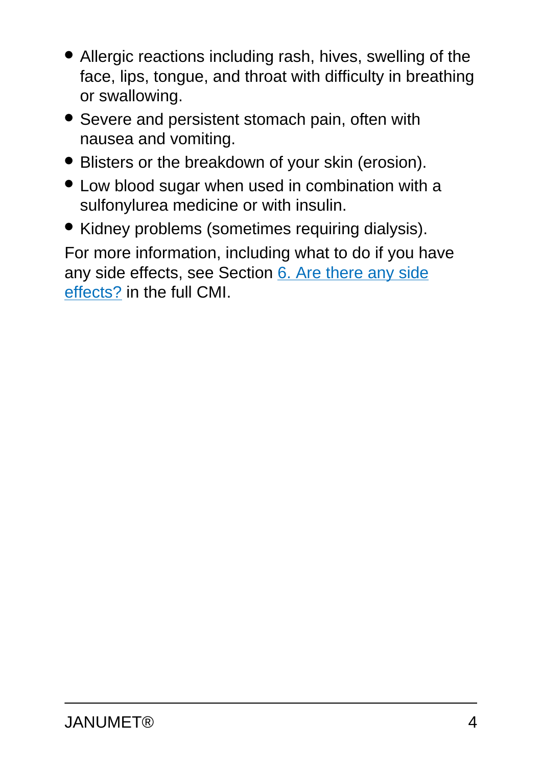- Allergic reactions including rash, hives, swelling of the face, lips, tongue, and throat with difficulty in breathing or swallowing.
- Severe and persistent stomach pain, often with nausea and vomiting.
- Blisters or the breakdown of your skin (erosion).
- Low blood sugar when used in combination with a sulfonylurea medicine or with insulin.
- Kidney problems (sometimes requiring dialysis).

For more information, including what to do if you have any side effects, see Section 6. Are there any side effects? in the full CMI.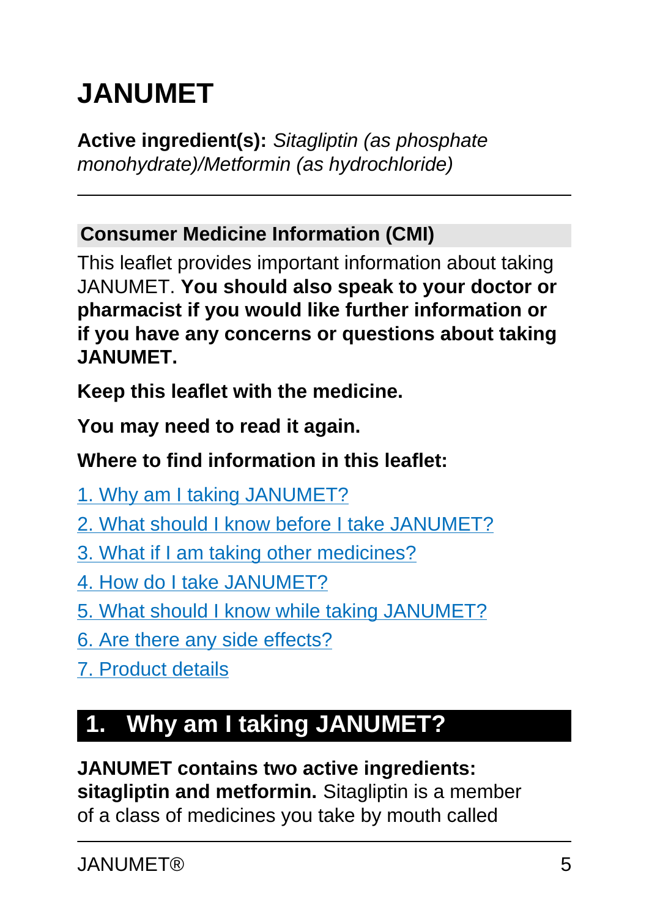# JANUMET

**Active ingredient(s):** *Sitagliptin (as phosphate monohydrate)/Metformin (as hydrochloride)*

---

## Consumer Medicine Information (CMI)

This leaflet provides important information about taking JANUMET. **You should also speak to your doctor or pharmacist if you would like further information or if you have any concerns or questions about taking JANUMET.**

**Keep this leaflet with the medicine.**

**You may need to read it again.**

**Where to find information in this leaflet:**

1. Why am I taking JANUMET?
2. What should I know before I take JANUMET?
3. What if I am taking other medicines?
4. How do I take JANUMET?
5. What should I know while taking JANUMET?
6. Are there any side effects?
7. Product details

## 1. Why am I taking JANUMET?

**JANUMET contains two active ingredients: sitagliptin and metformin.** Sitagliptin is a member of a class of medicines you take by mouth called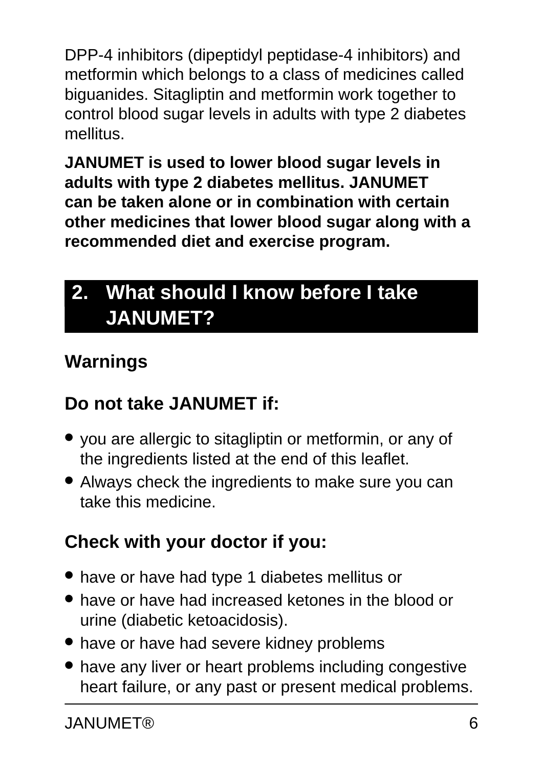DPP-4 inhibitors (dipeptidyl peptidase-4 inhibitors) and metformin which belongs to a class of medicines called biguanides. Sitagliptin and metformin work together to control blood sugar levels in adults with type 2 diabetes mellitus.

**JANUMET is used to lower blood sugar levels in adults with type 2 diabetes mellitus. JANUMET can be taken alone or in combination with certain other medicines that lower blood sugar along with a recommended diet and exercise program.**

## 2. What should I know before I take JANUMET?

### Warnings

### Do not take JANUMET if:

- you are allergic to sitagliptin or metformin, or any of the ingredients listed at the end of this leaflet.
- Always check the ingredients to make sure you can take this medicine.

### Check with your doctor if you:

- have or have had type 1 diabetes mellitus or
- have or have had increased ketones in the blood or urine (diabetic ketoacidosis).
- have or have had severe kidney problems
- have any liver or heart problems including congestive heart failure, or any past or present medical problems.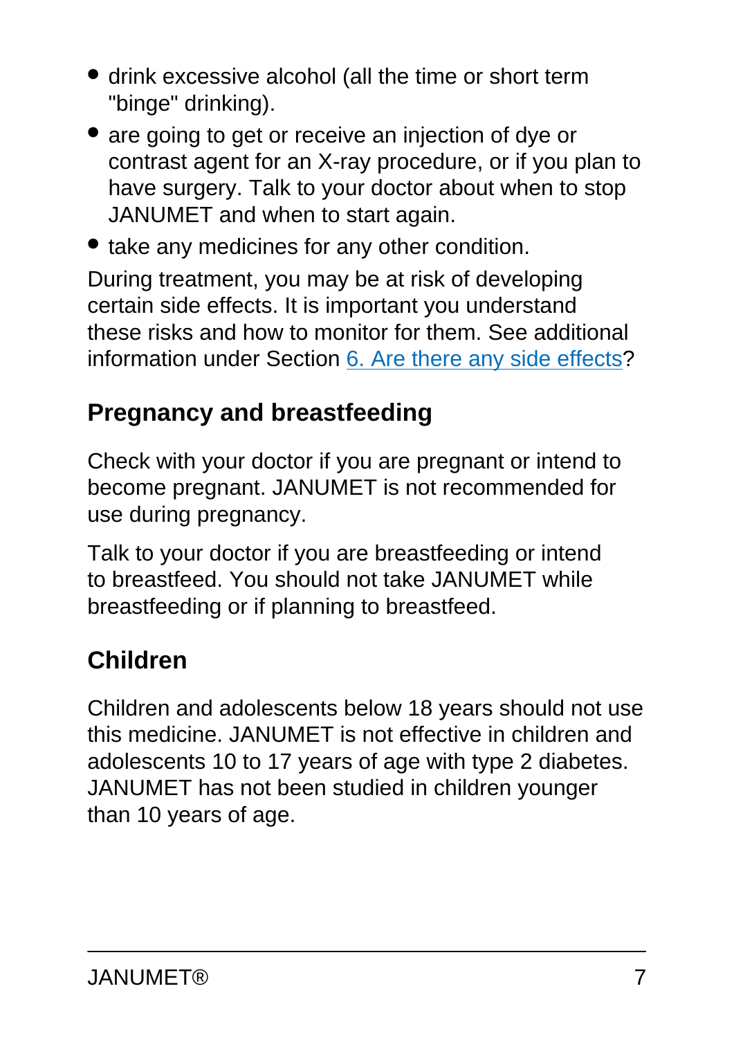- drink excessive alcohol (all the time or short term "binge" drinking).
- are going to get or receive an injection of dye or contrast agent for an X-ray procedure, or if you plan to have surgery. Talk to your doctor about when to stop JANUMET and when to start again.
- take any medicines for any other condition.

During treatment, you may be at risk of developing certain side effects. It is important you understand these risks and how to monitor for them. See additional information under Section 6. Are there any side effects?

## Pregnancy and breastfeeding

Check with your doctor if you are pregnant or intend to become pregnant. JANUMET is not recommended for use during pregnancy.

Talk to your doctor if you are breastfeeding or intend to breastfeed. You should not take JANUMET while breastfeeding or if planning to breastfeed.

## Children

Children and adolescents below 18 years should not use this medicine. JANUMET is not effective in children and adolescents 10 to 17 years of age with type 2 diabetes. JANUMET has not been studied in children younger than 10 years of age.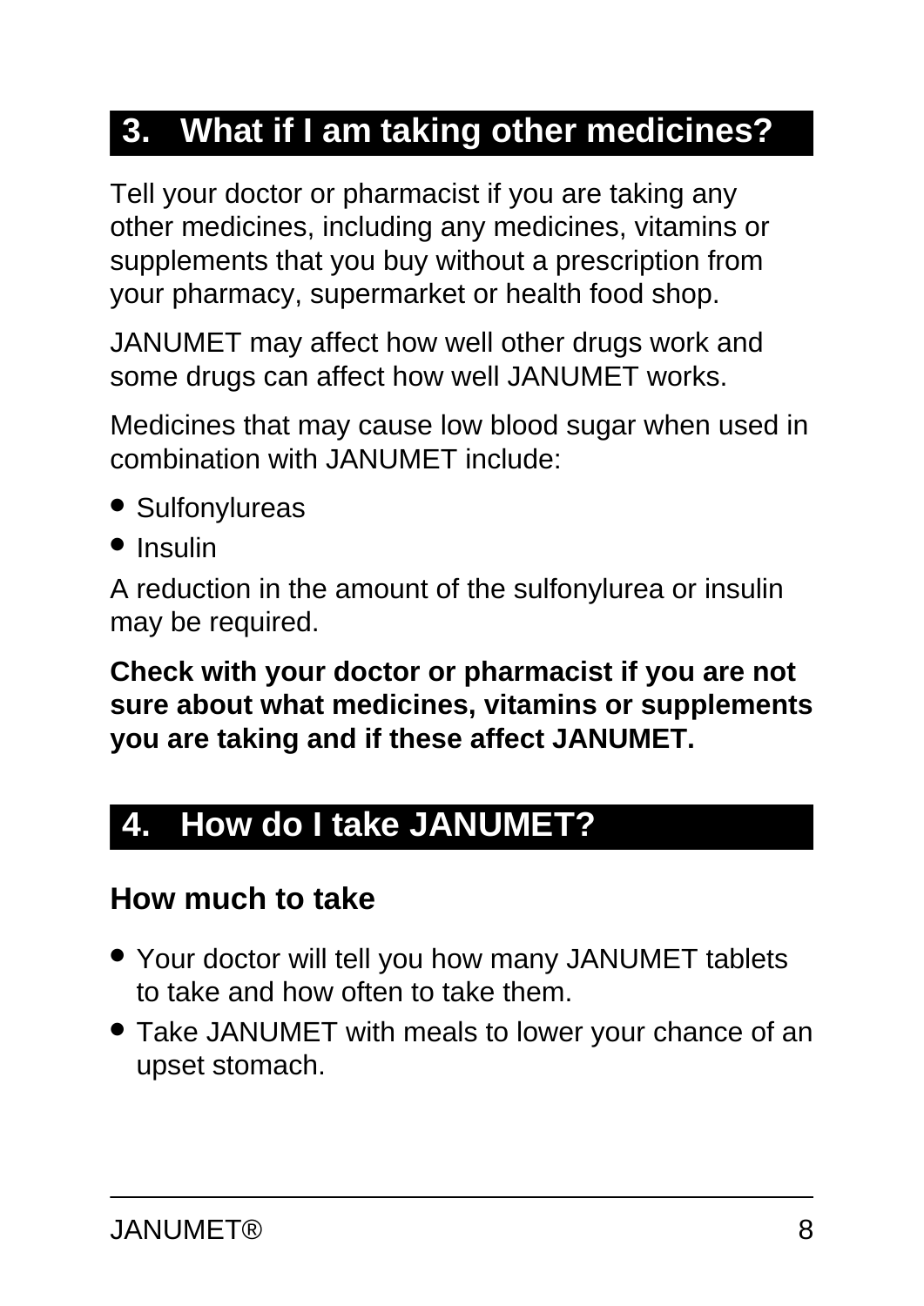## 3. What if I am taking other medicines?

Tell your doctor or pharmacist if you are taking any other medicines, including any medicines, vitamins or supplements that you buy without a prescription from your pharmacy, supermarket or health food shop.

JANUMET may affect how well other drugs work and some drugs can affect how well JANUMET works.

Medicines that may cause low blood sugar when used in combination with JANUMET include:

- Sulfonylureas
- Insulin

A reduction in the amount of the sulfonylurea or insulin may be required.

**Check with your doctor or pharmacist if you are not sure about what medicines, vitamins or supplements you are taking and if these affect JANUMET.**

## 4. How do I take JANUMET?

### How much to take

- Your doctor will tell you how many JANUMET tablets to take and how often to take them.
- Take JANUMET with meals to lower your chance of an upset stomach.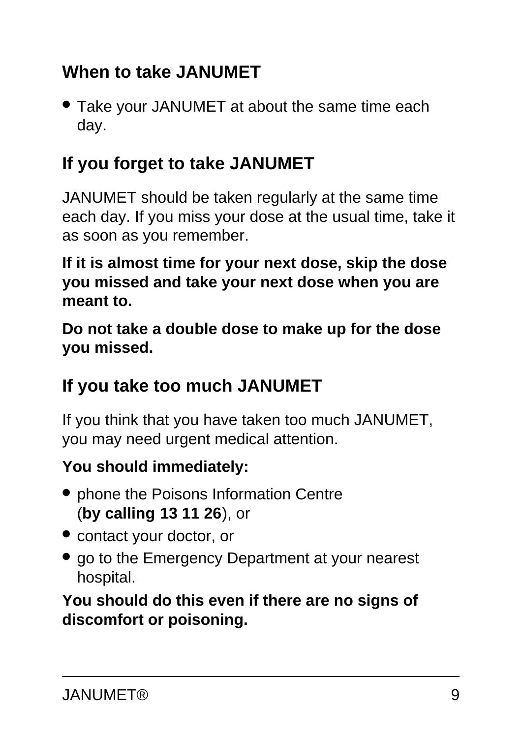### When to take JANUMET

- Take your JANUMET at about the same time each day.

### If you forget to take JANUMET

JANUMET should be taken regularly at the same time each day. If you miss your dose at the usual time, take it as soon as you remember.

**If it is almost time for your next dose, skip the dose you missed and take your next dose when you are meant to.**

**Do not take a double dose to make up for the dose you missed.**

### If you take too much JANUMET

If you think that you have taken too much JANUMET, you may need urgent medical attention.

**You should immediately:**

- phone the Poisons Information Centre (**by calling 13 11 26**), or
- contact your doctor, or
- go to the Emergency Department at your nearest hospital.

**You should do this even if there are no signs of discomfort or poisoning.**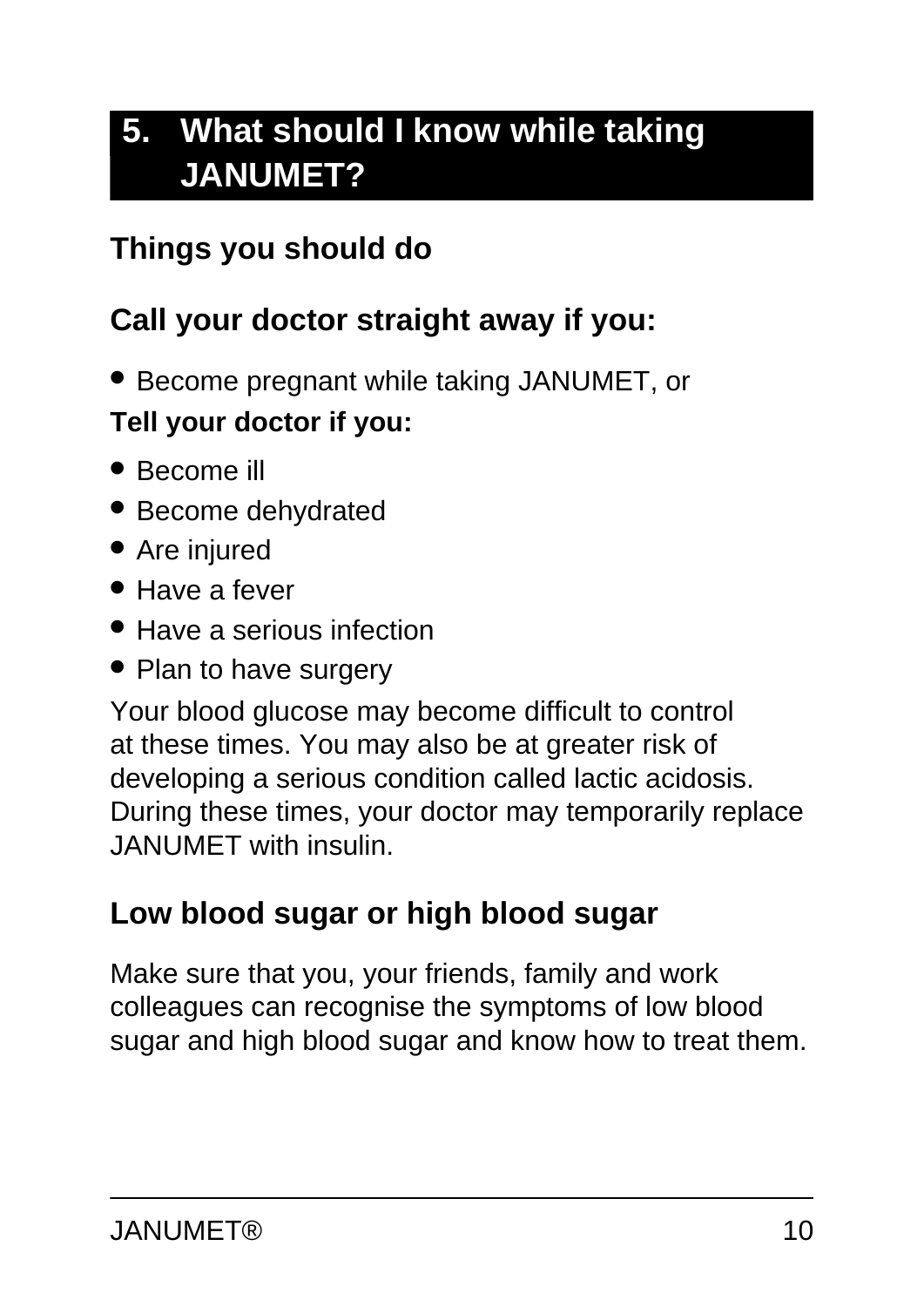## 5. What should I know while taking JANUMET?

### Things you should do

### Call your doctor straight away if you:

- Become pregnant while taking JANUMET, or

**Tell your doctor if you:**

- Become ill
- Become dehydrated
- Are injured
- Have a fever
- Have a serious infection
- Plan to have surgery

Your blood glucose may become difficult to control at these times. You may also be at greater risk of developing a serious condition called lactic acidosis. During these times, your doctor may temporarily replace JANUMET with insulin.

### Low blood sugar or high blood sugar

Make sure that you, your friends, family and work colleagues can recognise the symptoms of low blood sugar and high blood sugar and know how to treat them.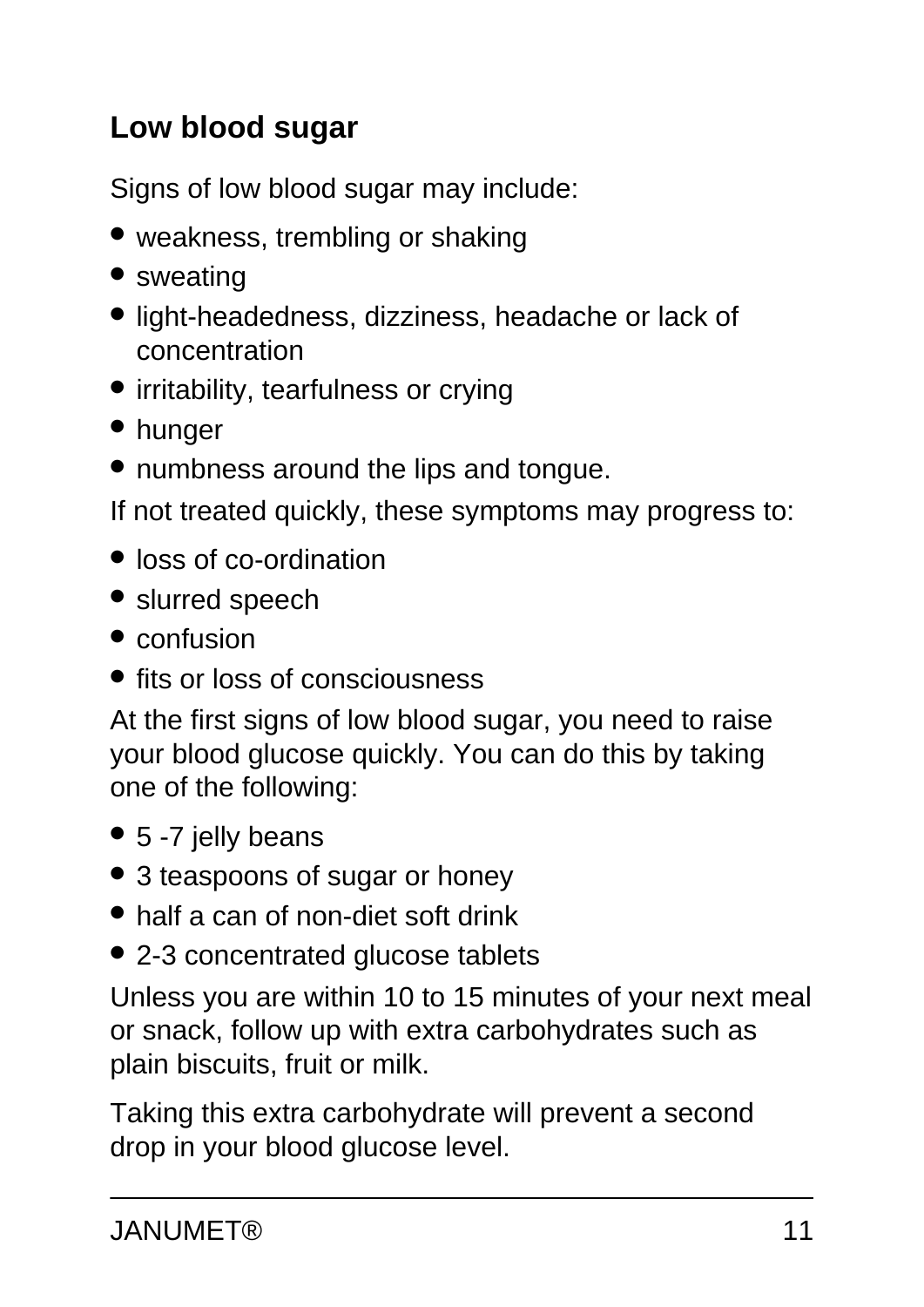### Low blood sugar

Signs of low blood sugar may include:

- weakness, trembling or shaking
- sweating
- light-headedness, dizziness, headache or lack of concentration
- irritability, tearfulness or crying
- hunger
- numbness around the lips and tongue.

If not treated quickly, these symptoms may progress to:

- loss of co-ordination
- slurred speech
- confusion
- fits or loss of consciousness

At the first signs of low blood sugar, you need to raise your blood glucose quickly. You can do this by taking one of the following:

- 5 -7 jelly beans
- 3 teaspoons of sugar or honey
- half a can of non-diet soft drink
- 2-3 concentrated glucose tablets

Unless you are within 10 to 15 minutes of your next meal or snack, follow up with extra carbohydrates such as plain biscuits, fruit or milk.

Taking this extra carbohydrate will prevent a second drop in your blood glucose level.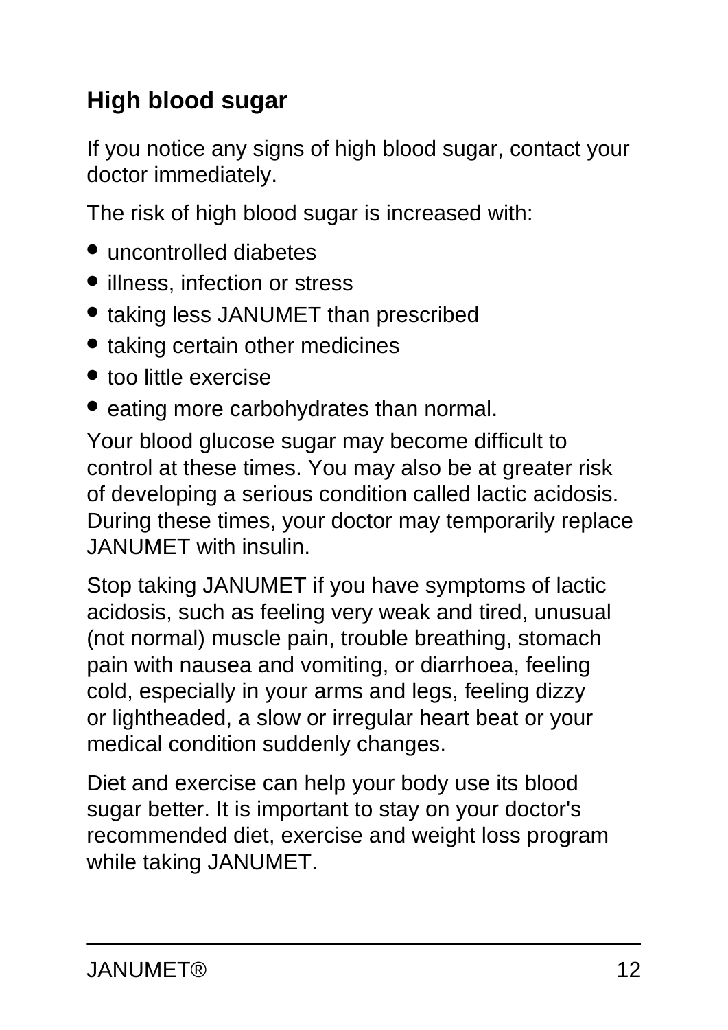## High blood sugar

If you notice any signs of high blood sugar, contact your doctor immediately.

The risk of high blood sugar is increased with:

- uncontrolled diabetes
- illness, infection or stress
- taking less JANUMET than prescribed
- taking certain other medicines
- too little exercise
- eating more carbohydrates than normal.

Your blood glucose sugar may become difficult to control at these times. You may also be at greater risk of developing a serious condition called lactic acidosis. During these times, your doctor may temporarily replace JANUMET with insulin.

Stop taking JANUMET if you have symptoms of lactic acidosis, such as feeling very weak and tired, unusual (not normal) muscle pain, trouble breathing, stomach pain with nausea and vomiting, or diarrhoea, feeling cold, especially in your arms and legs, feeling dizzy or lightheaded, a slow or irregular heart beat or your medical condition suddenly changes.

Diet and exercise can help your body use its blood sugar better. It is important to stay on your doctor's recommended diet, exercise and weight loss program while taking JANUMET.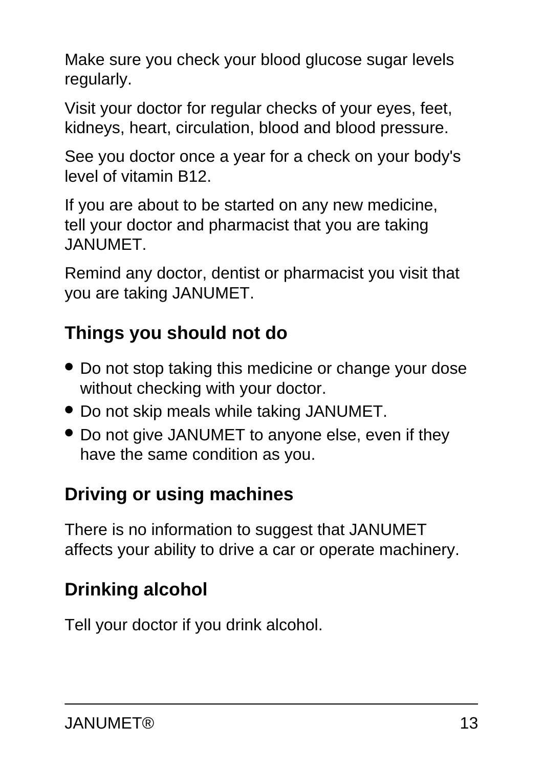Make sure you check your blood glucose sugar levels regularly.

Visit your doctor for regular checks of your eyes, feet, kidneys, heart, circulation, blood and blood pressure.

See you doctor once a year for a check on your body's level of vitamin B12.

If you are about to be started on any new medicine, tell your doctor and pharmacist that you are taking JANUMET.

Remind any doctor, dentist or pharmacist you visit that you are taking JANUMET.

## Things you should not do

- Do not stop taking this medicine or change your dose without checking with your doctor.
- Do not skip meals while taking JANUMET.
- Do not give JANUMET to anyone else, even if they have the same condition as you.

## Driving or using machines

There is no information to suggest that JANUMET affects your ability to drive a car or operate machinery.

## Drinking alcohol

Tell your doctor if you drink alcohol.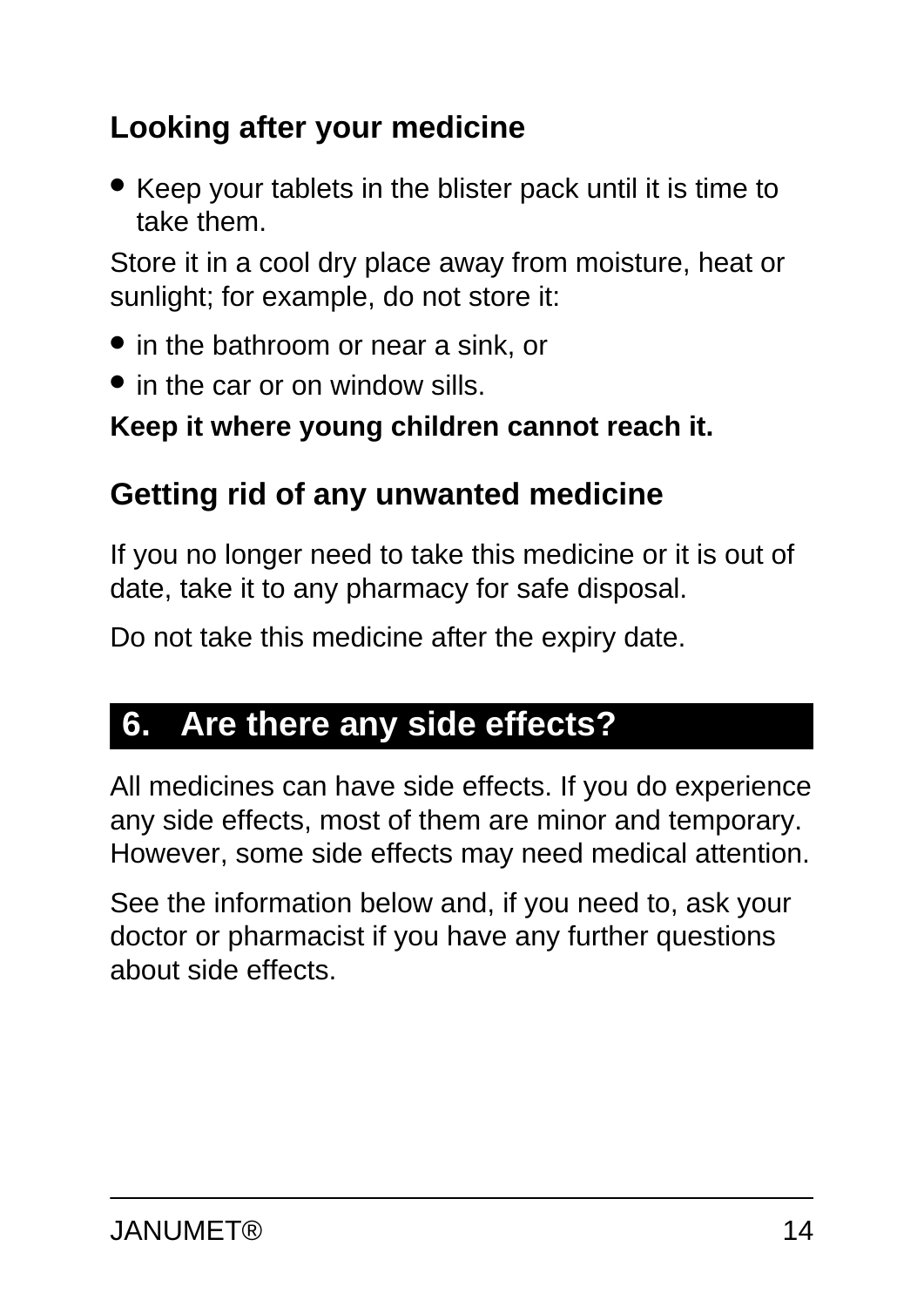### Looking after your medicine

- Keep your tablets in the blister pack until it is time to take them.

Store it in a cool dry place away from moisture, heat or sunlight; for example, do not store it:

- in the bathroom or near a sink, or
- in the car or on window sills.

**Keep it where young children cannot reach it.**

### Getting rid of any unwanted medicine

If you no longer need to take this medicine or it is out of date, take it to any pharmacy for safe disposal.

Do not take this medicine after the expiry date.

## 6. Are there any side effects?

All medicines can have side effects. If you do experience any side effects, most of them are minor and temporary. However, some side effects may need medical attention.

See the information below and, if you need to, ask your doctor or pharmacist if you have any further questions about side effects.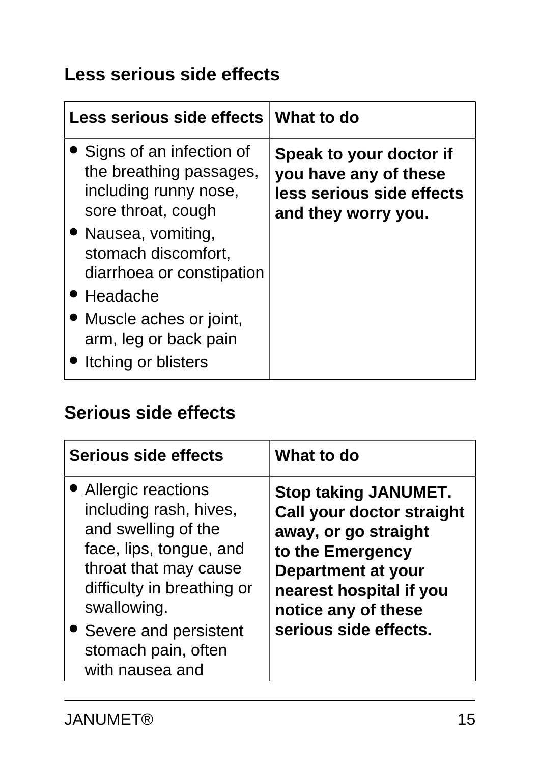### Less serious side effects

| Less serious side effects | What to do |
| --- | --- |
| • Signs of an infection of the breathing passages, including runny nose, sore throat, cough<br>• Nausea, vomiting, stomach discomfort, diarrhoea or constipation<br>• Headache<br>• Muscle aches or joint, arm, leg or back pain<br>• Itching or blisters | **Speak to your doctor if you have any of these less serious side effects and they worry you.** |

### Serious side effects

| Serious side effects | What to do |
| --- | --- |
| • Allergic reactions including rash, hives, and swelling of the face, lips, tongue, and throat that may cause difficulty in breathing or swallowing.<br>• Severe and persistent stomach pain, often with nausea and | **Stop taking JANUMET. Call your doctor straight away, or go straight to the Emergency Department at your nearest hospital if you notice any of these serious side effects.** |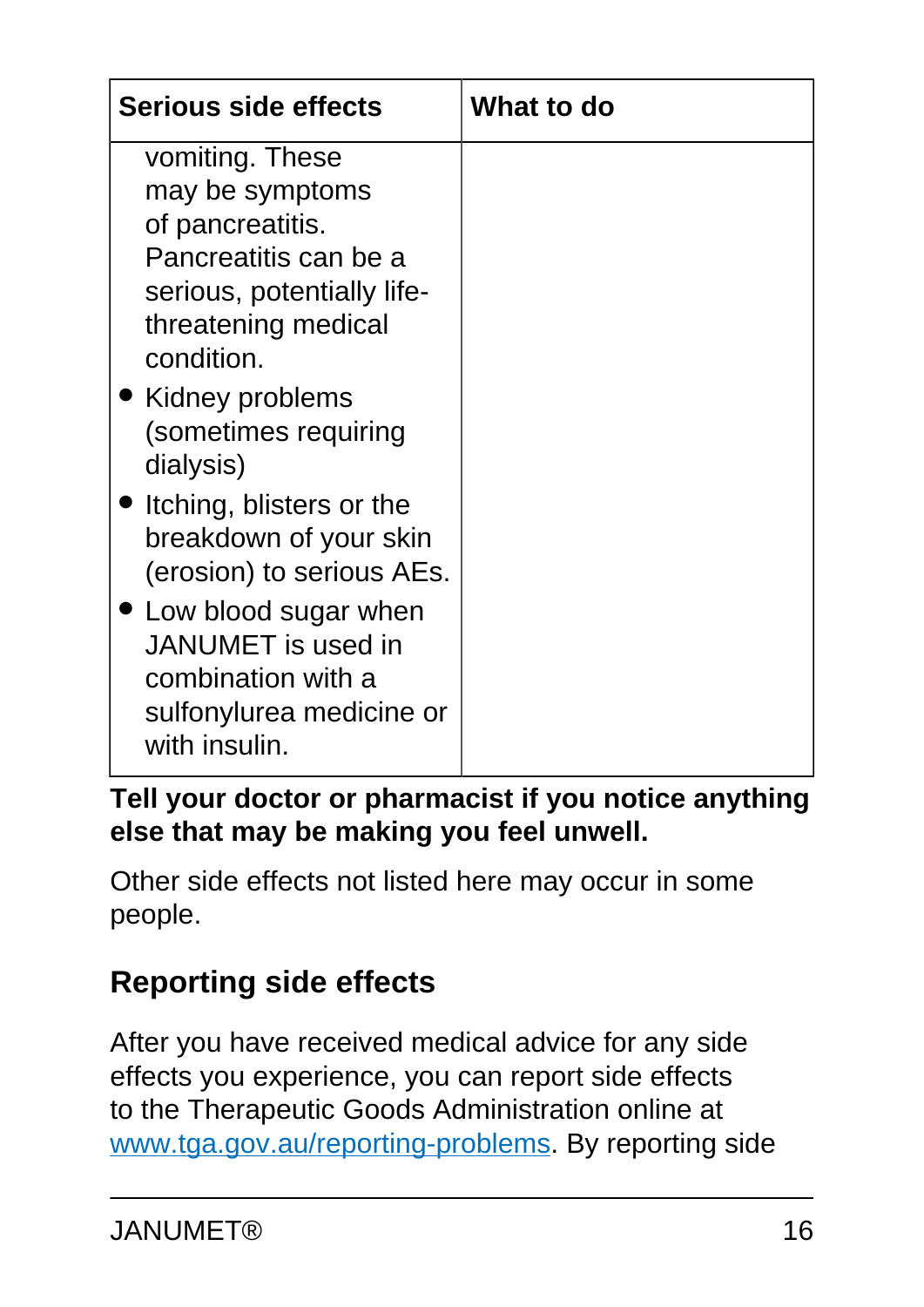| Serious side effects | What to do |
|---|---|
| vomiting. These may be symptoms of pancreatitis. Pancreatitis can be a serious, potentially life-threatening medical condition.<br>• Kidney problems (sometimes requiring dialysis)<br>• Itching, blisters or the breakdown of your skin (erosion) to serious AEs.<br>• Low blood sugar when JANUMET is used in combination with a sulfonylurea medicine or with insulin. | |

**Tell your doctor or pharmacist if you notice anything else that may be making you feel unwell.**

Other side effects not listed here may occur in some people.

## Reporting side effects

After you have received medical advice for any side effects you experience, you can report side effects to the Therapeutic Goods Administration online at [www.tga.gov.au/reporting-problems](http://www.tga.gov.au/reporting-problems). By reporting side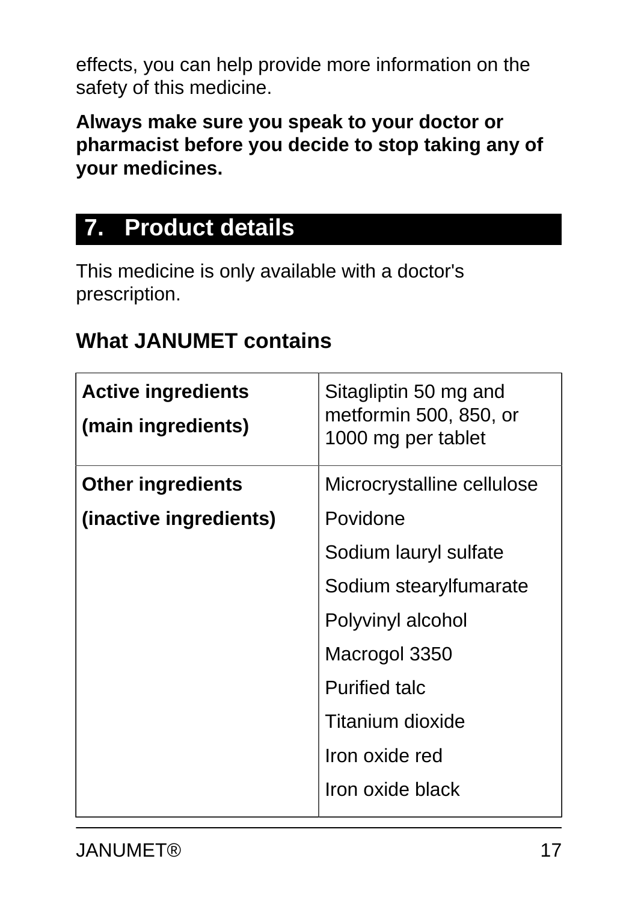effects, you can help provide more information on the safety of this medicine.

**Always make sure you speak to your doctor or pharmacist before you decide to stop taking any of your medicines.**

## 7. Product details

This medicine is only available with a doctor's prescription.

### What JANUMET contains

| | |
|---|---|
| **Active ingredients**<br>**(main ingredients)** | Sitagliptin 50 mg and metformin 500, 850, or 1000 mg per tablet |
| **Other ingredients**<br>**(inactive ingredients)** | Microcrystalline cellulose<br>Povidone<br>Sodium lauryl sulfate<br>Sodium stearylfumarate<br>Polyvinyl alcohol<br>Macrogol 3350<br>Purified talc<br>Titanium dioxide<br>Iron oxide red<br>Iron oxide black |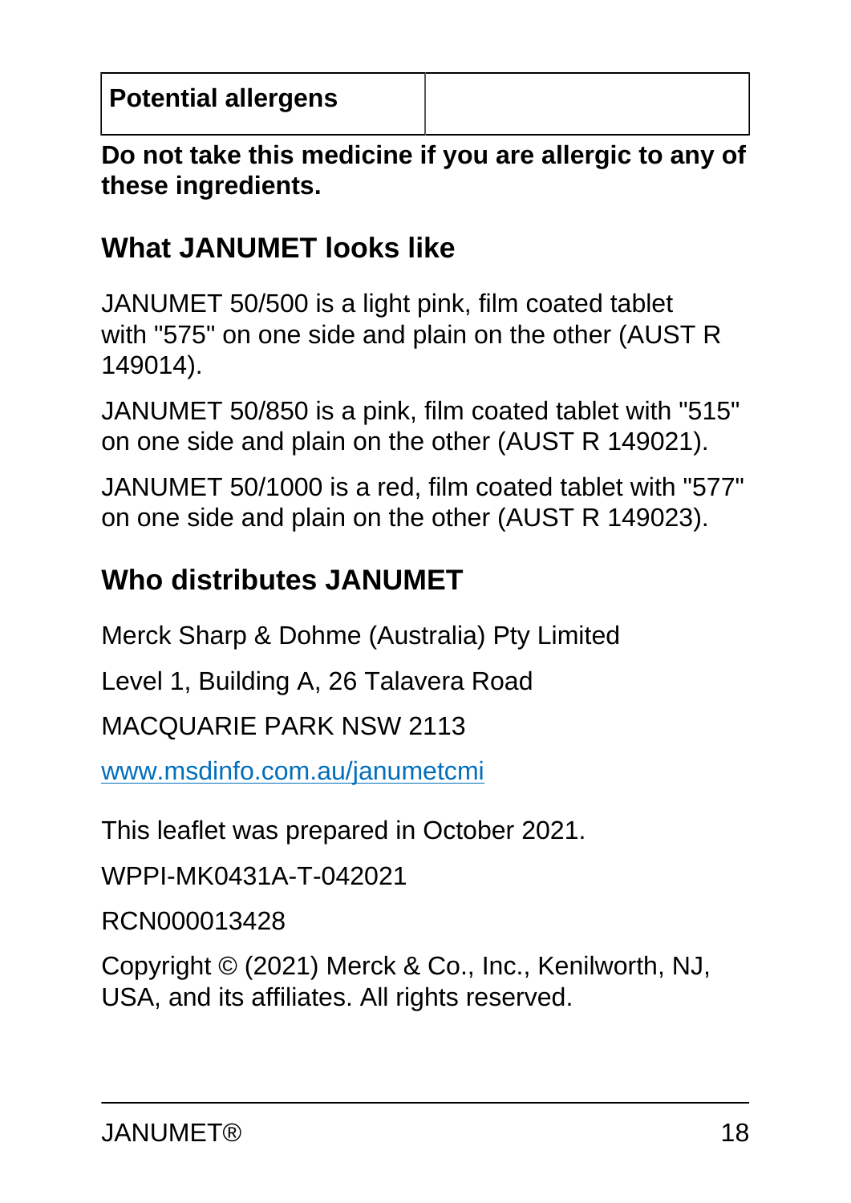| | |
| --- | --- |
| **Potential allergens** | |

**Do not take this medicine if you are allergic to any of these ingredients.**

## What JANUMET looks like

JANUMET 50/500 is a light pink, film coated tablet with "575" on one side and plain on the other (AUST R 149014).

JANUMET 50/850 is a pink, film coated tablet with "515" on one side and plain on the other (AUST R 149021).

JANUMET 50/1000 is a red, film coated tablet with "577" on one side and plain on the other (AUST R 149023).

## Who distributes JANUMET

Merck Sharp & Dohme (Australia) Pty Limited

Level 1, Building A, 26 Talavera Road

MACQUARIE PARK NSW 2113

www.msdinfo.com.au/janumetcmi

This leaflet was prepared in October 2021.

WPPI-MK0431A-T-042021

RCN000013428

Copyright © (2021) Merck & Co., Inc., Kenilworth, NJ, USA, and its affiliates. All rights reserved.